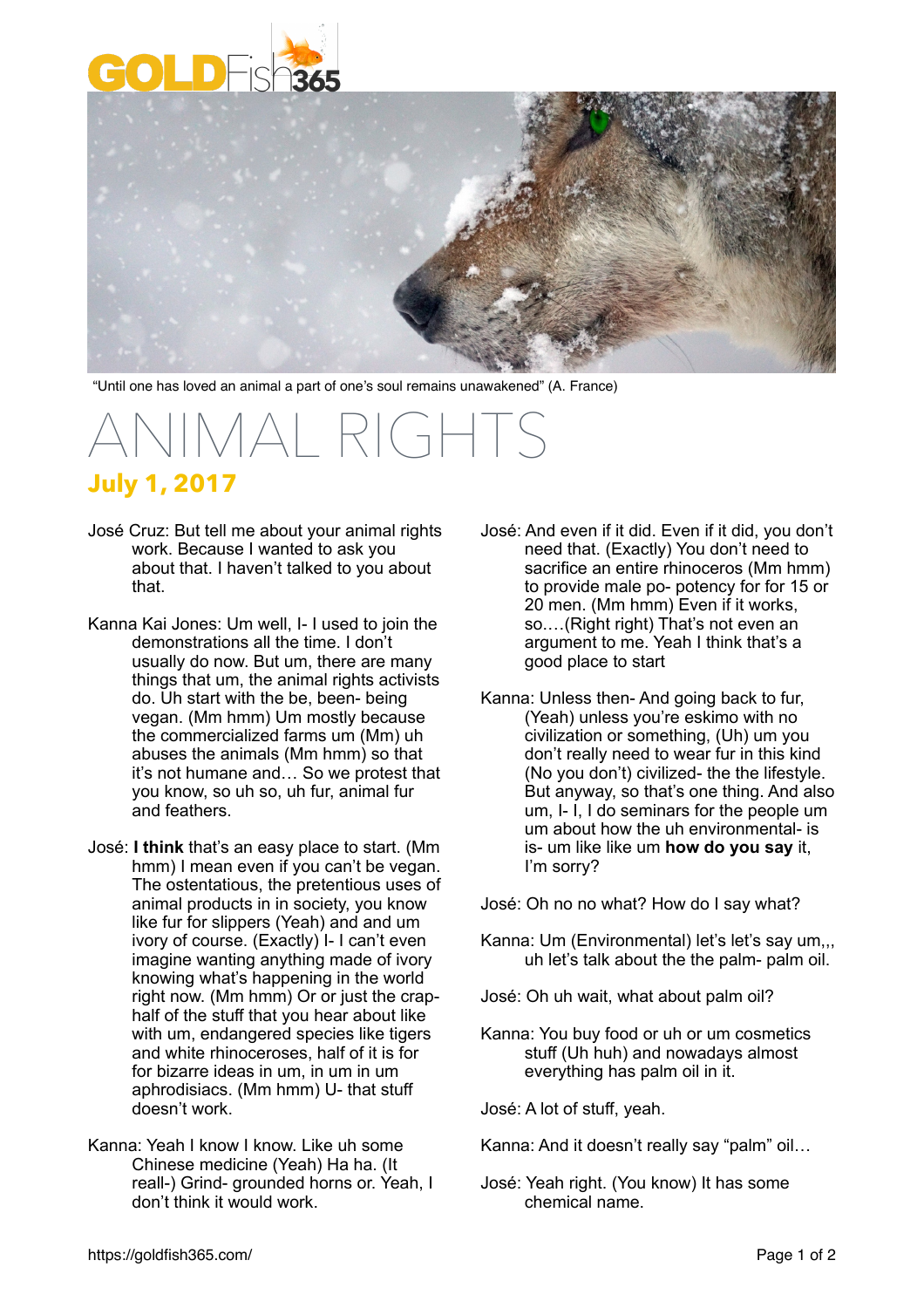GOLDFish365

"Until one has loved an animal a part of one's soul remains unawakened" (A. France)

# ANIMAL RIGHTS

## July 1, 2017

José Cruz: But tell me about your animal rights work. Because I wanted to ask you about that. I haven't talked to you about that.

Kanna Kai Jones: Um well, I- I used to join the demonstrations all the time. I don't usually do now. But um, there are many things that um, the animal rights activists do. Uh start with the be, been- being vegan. (Mm hmm) Um mostly because the commercialized farms um (Mm) uh abuses the animals (Mm hmm) so that it's not humane and… So we protest that you know, so uh so, uh fur, animal fur and feathers.

José: **I think** that's an easy place to start. (Mm hmm) I mean even if you can't be vegan. The ostentatious, the pretentious uses of animal products in in society, you know like fur for slippers (Yeah) and and um ivory of course. (Exactly) I- I can't even imagine wanting anything made of ivory knowing what's happening in the world right now. (Mm hmm) Or or just the crap- half of the stuff that you hear about like with um, endangered species like tigers and white rhinoceroses, half of it is for for bizarre ideas in um, in um in um aphrodisiacs. (Mm hmm) U- that stuff doesn't work.

Kanna: Yeah I know I know. Like uh some Chinese medicine (Yeah) Ha ha. (It reall-) Grind- grounded horns or. Yeah, I don't think it would work.

José: And even if it did. Even if it did, you don't need that. (Exactly) You don't need to sacrifice an entire rhinoceros (Mm hmm) to provide male po- potency for for 15 or 20 men. (Mm hmm) Even if it works, so….(Right right) That's not even an argument to me. Yeah I think that's a good place to start

Kanna: Unless then- And going back to fur, (Yeah) unless you're eskimo with no civilization or something, (Uh) um you don't really need to wear fur in this kind (No you don't) civilized- the the lifestyle. But anyway, so that's one thing. And also um, I- I, I do seminars for the people um um about how the uh environmental- is is- um like like um **how do you say** it, I'm sorry?

José: Oh no no what? How do I say what?

Kanna: Um (Environmental) let's let's say um,,, uh let's talk about the the palm- palm oil.

José: Oh uh wait, what about palm oil?

Kanna: You buy food or uh or um cosmetics stuff (Uh huh) and nowadays almost everything has palm oil in it.

José: A lot of stuff, yeah.

Kanna: And it doesn't really say "palm" oil…

José: Yeah right. (You know) It has some chemical name.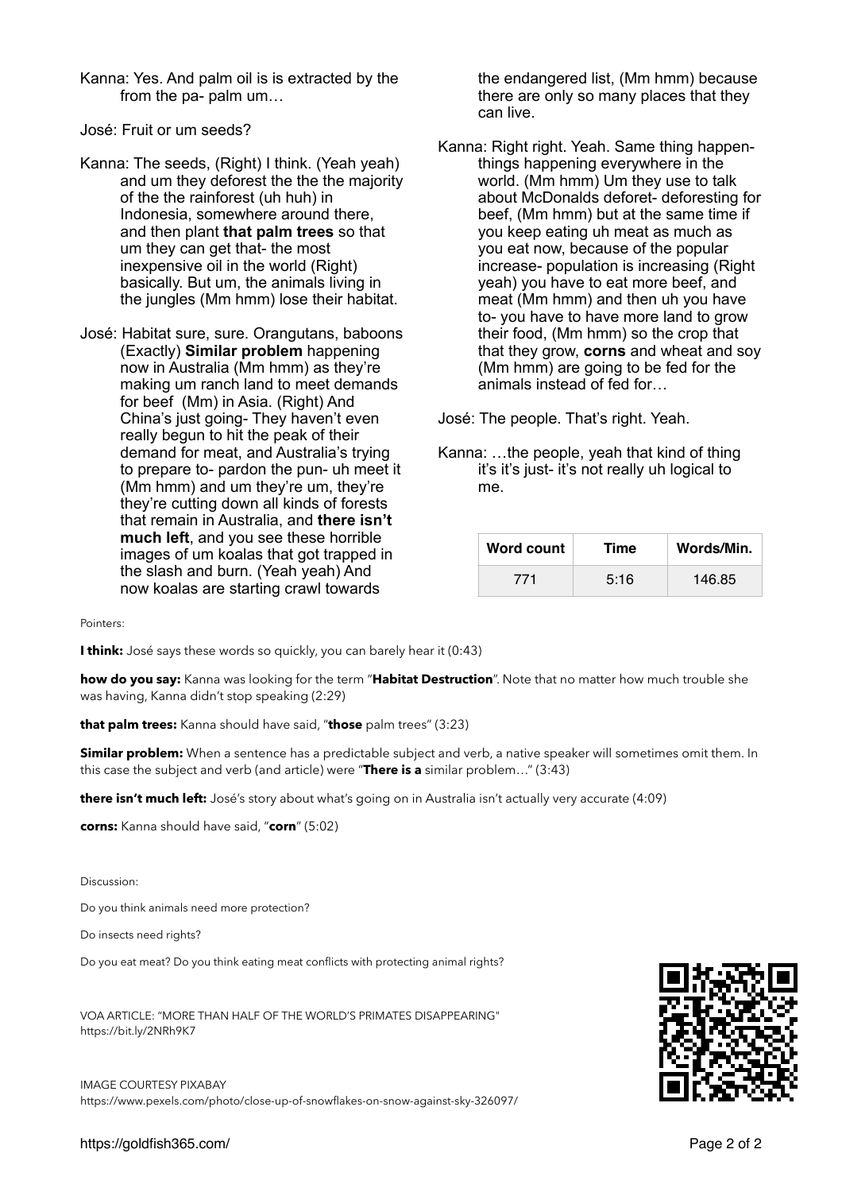Kanna: Yes. And palm oil is is extracted by the from the pa- palm um…

José: Fruit or um seeds?

Kanna: The seeds, (Right) I think. (Yeah yeah) and um they deforest the the the majority of the the rainforest (uh huh) in Indonesia, somewhere around there, and then plant **that palm trees** so that um they can get that- the most inexpensive oil in the world (Right) basically. But um, the animals living in the jungles (Mm hmm) lose their habitat.

José: Habitat sure, sure. Orangutans, baboons (Exactly) **Similar problem** happening now in Australia (Mm hmm) as they're making um ranch land to meet demands for beef (Mm) in Asia. (Right) And China's just going- They haven't even really begun to hit the peak of their demand for meat, and Australia's trying to prepare to- pardon the pun- uh meet it (Mm hmm) and um they're um, they're they're cutting down all kinds of forests that remain in Australia, and **there isn't much left**, and you see these horrible images of um koalas that got trapped in the slash and burn. (Yeah yeah) And now koalas are starting crawl towards the endangered list, (Mm hmm) because there are only so many places that they can live.

Kanna: Right right. Yeah. Same thing happen- things happening everywhere in the world. (Mm hmm) Um they use to talk about McDonalds deforet- deforesting for beef, (Mm hmm) but at the same time if you keep eating uh meat as much as you eat now, because of the popular increase- population is increasing (Right yeah) you have to eat more beef, and meat (Mm hmm) and then uh you have to- you have to have more land to grow their food, (Mm hmm) so the crop that that they grow, **corns** and wheat and soy (Mm hmm) are going to be fed for the animals instead of fed for…

José: The people. That's right. Yeah.

Kanna: …the people, yeah that kind of thing it's it's just- it's not really uh logical to me.

| Word count | Time | Words/Min. |
|---|---|---|
| 771 | 5:16 | 146.85 |

Pointers:

**I think:** José says these words so quickly, you can barely hear it (0:43)

**how do you say:** Kanna was looking for the term "**Habitat Destruction**". Note that no matter how much trouble she was having, Kanna didn't stop speaking (2:29)

**that palm trees:** Kanna should have said, "**those** palm trees" (3:23)

**Similar problem:** When a sentence has a predictable subject and verb, a native speaker will sometimes omit them. In this case the subject and verb (and article) were "**There is a** similar problem…" (3:43)

**there isn't much left:** José's story about what's going on in Australia isn't actually very accurate (4:09)

**corns:** Kanna should have said, "**corn**" (5:02)

Discussion:

Do you think animals need more protection?

Do insects need rights?

Do you eat meat? Do you think eating meat conflicts with protecting animal rights?

VOA ARTICLE: "MORE THAN HALF OF THE WORLD'S PRIMATES DISAPPEARING"
https://bit.ly/2NRh9K7

IMAGE COURTESY PIXABAY
https://www.pexels.com/photo/close-up-of-snowflakes-on-snow-against-sky-326097/